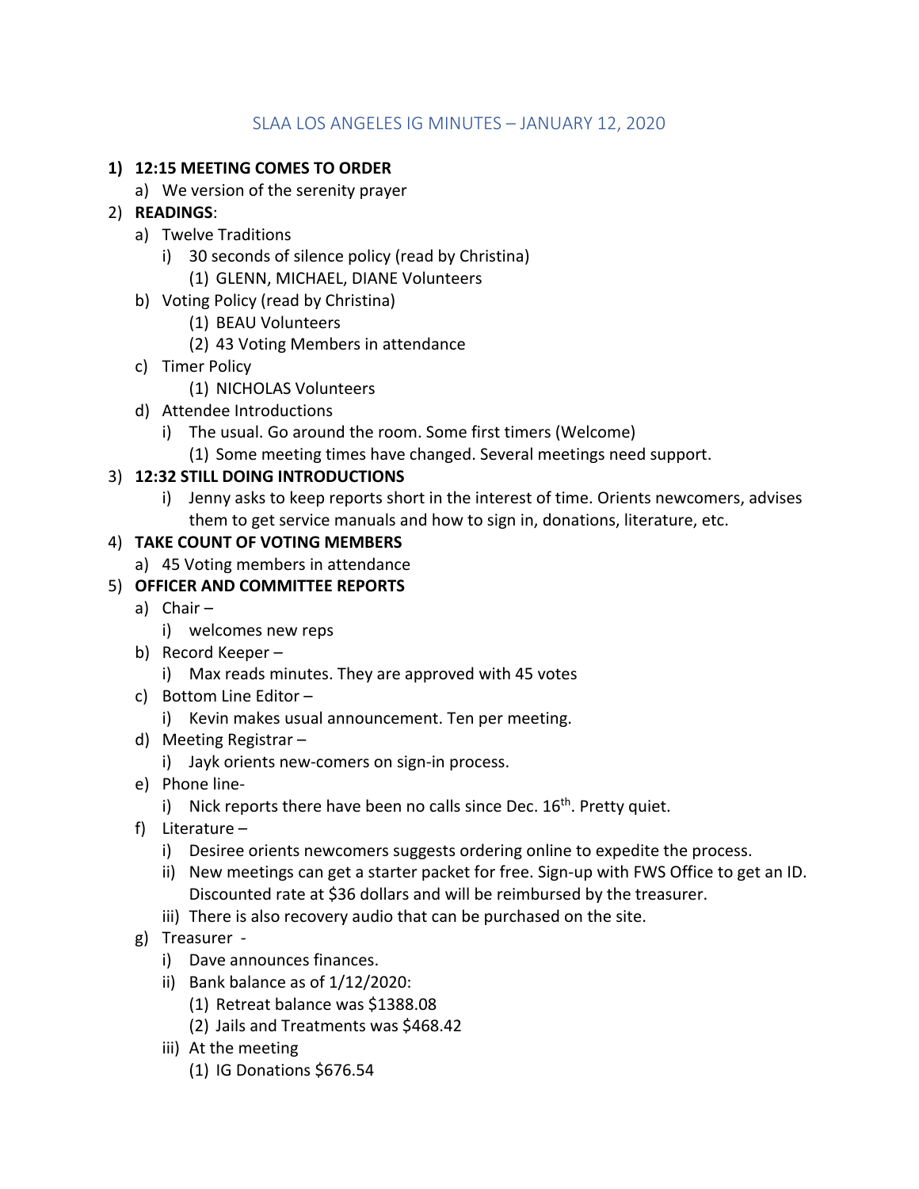# SLAA LOS ANGELES IG MINUTES – JANUARY 12, 2020

1) **12:15 MEETING COMES TO ORDER**
    a) We version of the serenity prayer
2) **READINGS**:
    a) Twelve Traditions
        i) 30 seconds of silence policy (read by Christina)
            (1) GLENN, MICHAEL, DIANE Volunteers
    b) Voting Policy (read by Christina)
            (1) BEAU Volunteers
            (2) 43 Voting Members in attendance
    c) Timer Policy
            (1) NICHOLAS Volunteers
    d) Attendee Introductions
        i) The usual. Go around the room. Some first timers (Welcome)
            (1) Some meeting times have changed. Several meetings need support.
3) **12:32 STILL DOING INTRODUCTIONS**
        i) Jenny asks to keep reports short in the interest of time. Orients newcomers, advises them to get service manuals and how to sign in, donations, literature, etc.
4) **TAKE COUNT OF VOTING MEMBERS**
    a) 45 Voting members in attendance
5) **OFFICER AND COMMITTEE REPORTS**
    a) Chair –
        i) welcomes new reps
    b) Record Keeper –
        i) Max reads minutes. They are approved with 45 votes
    c) Bottom Line Editor –
        i) Kevin makes usual announcement. Ten per meeting.
    d) Meeting Registrar –
        i) Jayk orients new-comers on sign-in process.
    e) Phone line-
        i) Nick reports there have been no calls since Dec. 16th. Pretty quiet.
    f) Literature –
        i) Desiree orients newcomers suggests ordering online to expedite the process.
        ii) New meetings can get a starter packet for free. Sign-up with FWS Office to get an ID. Discounted rate at $36 dollars and will be reimbursed by the treasurer.
        iii) There is also recovery audio that can be purchased on the site.
    g) Treasurer -
        i) Dave announces finances.
        ii) Bank balance as of 1/12/2020:
            (1) Retreat balance was $1388.08
            (2) Jails and Treatments was $468.42
        iii) At the meeting
            (1) IG Donations $676.54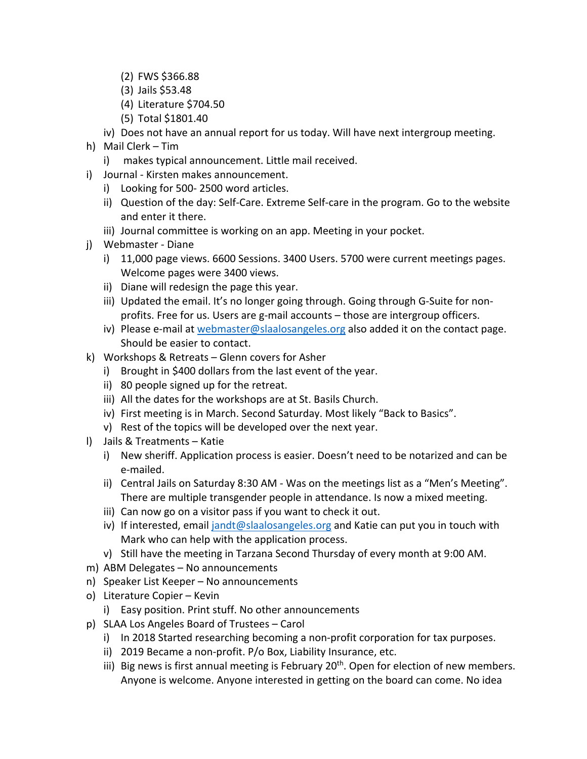(2) FWS $366.88
        (3) Jails $53.48
        (4) Literature $704.50
        (5) Total $1801.40
    iv) Does not have an annual report for us today. Will have next intergroup meeting.

h) Mail Clerk – Tim
    i) makes typical announcement. Little mail received.

i) Journal - Kirsten makes announcement.
    i) Looking for 500- 2500 word articles.
    ii) Question of the day: Self-Care. Extreme Self-care in the program. Go to the website and enter it there.
    iii) Journal committee is working on an app. Meeting in your pocket.

j) Webmaster - Diane
    i) 11,000 page views. 6600 Sessions. 3400 Users. 5700 were current meetings pages. Welcome pages were 3400 views.
    ii) Diane will redesign the page this year.
    iii) Updated the email. It's no longer going through. Going through G-Suite for non-profits. Free for us. Users are g-mail accounts – those are intergroup officers.
    iv) Please e-mail at webmaster@slaalosangeles.org also added it on the contact page. Should be easier to contact.

k) Workshops & Retreats – Glenn covers for Asher
    i) Brought in $400 dollars from the last event of the year.
    ii) 80 people signed up for the retreat.
    iii) All the dates for the workshops are at St. Basils Church.
    iv) First meeting is in March. Second Saturday. Most likely "Back to Basics".
    v) Rest of the topics will be developed over the next year.

l) Jails & Treatments – Katie
    i) New sheriff. Application process is easier. Doesn't need to be notarized and can be e-mailed.
    ii) Central Jails on Saturday 8:30 AM - Was on the meetings list as a "Men's Meeting". There are multiple transgender people in attendance. Is now a mixed meeting.
    iii) Can now go on a visitor pass if you want to check it out.
    iv) If interested, email jandt@slaalosangeles.org and Katie can put you in touch with Mark who can help with the application process.
    v) Still have the meeting in Tarzana Second Thursday of every month at 9:00 AM.

m) ABM Delegates – No announcements

n) Speaker List Keeper – No announcements

o) Literature Copier – Kevin
    i) Easy position. Print stuff. No other announcements

p) SLAA Los Angeles Board of Trustees – Carol
    i) In 2018 Started researching becoming a non-profit corporation for tax purposes.
    ii) 2019 Became a non-profit. P/o Box, Liability Insurance, etc.
    iii) Big news is first annual meeting is February 20th. Open for election of new members. Anyone is welcome. Anyone interested in getting on the board can come. No idea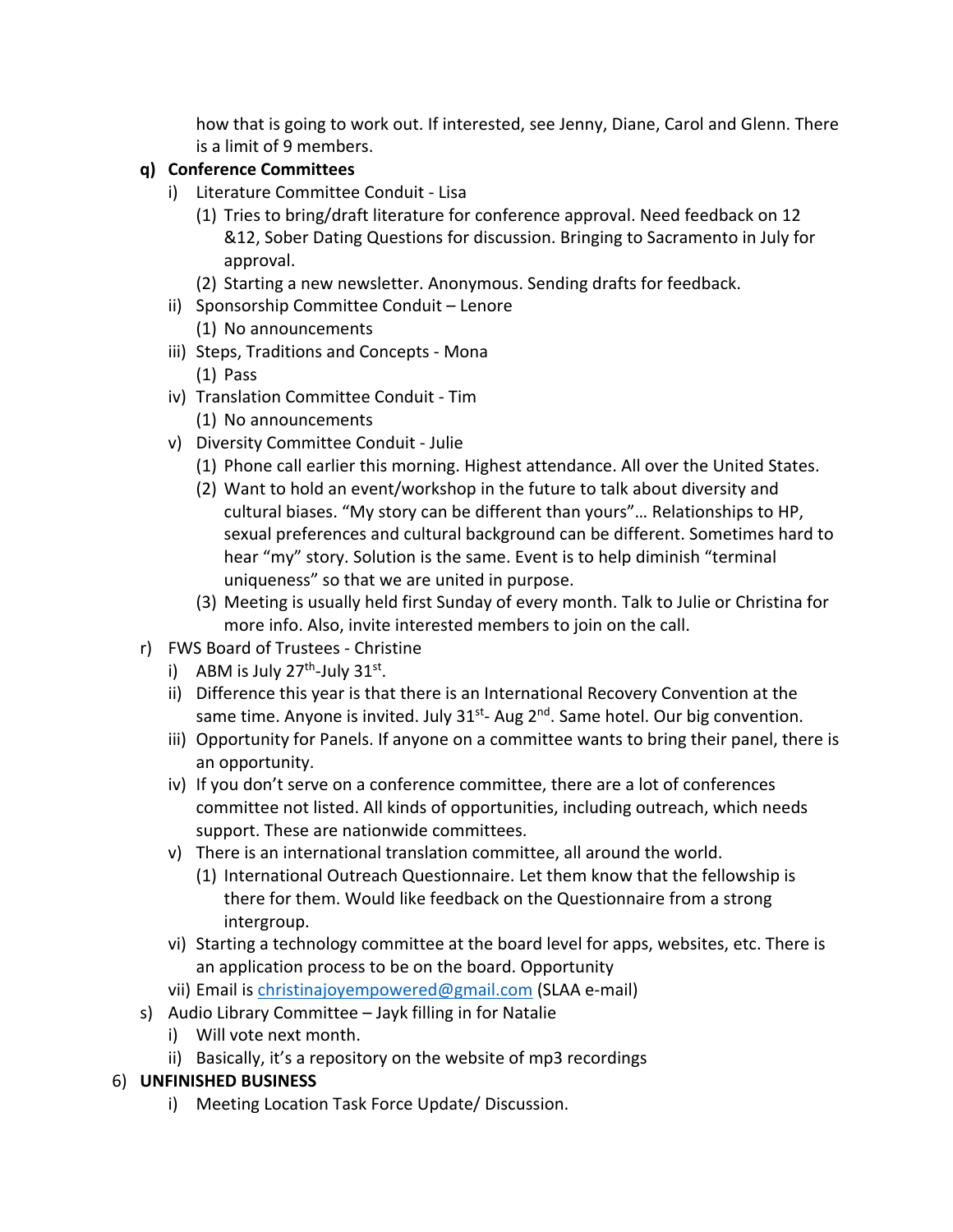how that is going to work out. If interested, see Jenny, Diane, Carol and Glenn. There is a limit of 9 members.

- **q) Conference Committees**
  - i) Literature Committee Conduit - Lisa
    - (1) Tries to bring/draft literature for conference approval. Need feedback on 12 &12, Sober Dating Questions for discussion. Bringing to Sacramento in July for approval.
    - (2) Starting a new newsletter. Anonymous. Sending drafts for feedback.
  - ii) Sponsorship Committee Conduit – Lenore
    - (1) No announcements
  - iii) Steps, Traditions and Concepts - Mona
    - (1) Pass
  - iv) Translation Committee Conduit - Tim
    - (1) No announcements
  - v) Diversity Committee Conduit - Julie
    - (1) Phone call earlier this morning. Highest attendance. All over the United States.
    - (2) Want to hold an event/workshop in the future to talk about diversity and cultural biases. "My story can be different than yours"… Relationships to HP, sexual preferences and cultural background can be different. Sometimes hard to hear "my" story. Solution is the same. Event is to help diminish "terminal uniqueness" so that we are united in purpose.
    - (3) Meeting is usually held first Sunday of every month. Talk to Julie or Christina for more info. Also, invite interested members to join on the call.
- r) FWS Board of Trustees - Christine
  - i) ABM is July 27th-July 31st.
  - ii) Difference this year is that there is an International Recovery Convention at the same time. Anyone is invited. July 31st- Aug 2nd. Same hotel. Our big convention.
  - iii) Opportunity for Panels. If anyone on a committee wants to bring their panel, there is an opportunity.
  - iv) If you don't serve on a conference committee, there are a lot of conferences committee not listed. All kinds of opportunities, including outreach, which needs support. These are nationwide committees.
  - v) There is an international translation committee, all around the world.
    - (1) International Outreach Questionnaire. Let them know that the fellowship is there for them. Would like feedback on the Questionnaire from a strong intergroup.
  - vi) Starting a technology committee at the board level for apps, websites, etc. There is an application process to be on the board. Opportunity
  - vii) Email is christinajoyempowered@gmail.com (SLAA e-mail)
- s) Audio Library Committee – Jayk filling in for Natalie
  - i) Will vote next month.
  - ii) Basically, it's a repository on the website of mp3 recordings

6) **UNFINISHED BUSINESS**
   - i) Meeting Location Task Force Update/ Discussion.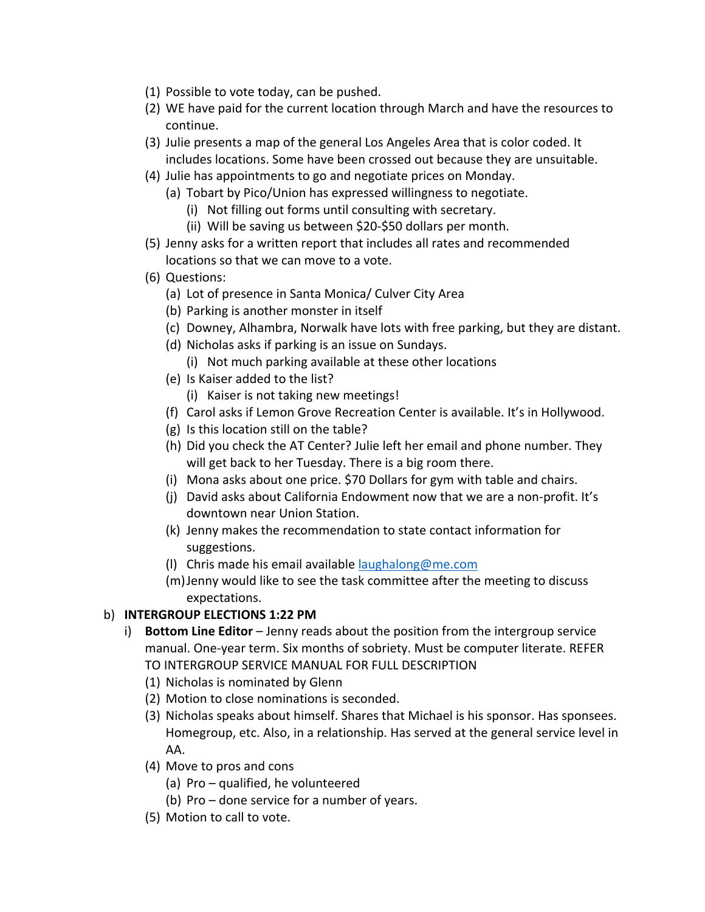(1) Possible to vote today, can be pushed.

(2) WE have paid for the current location through March and have the resources to continue.

(3) Julie presents a map of the general Los Angeles Area that is color coded. It includes locations. Some have been crossed out because they are unsuitable.

(4) Julie has appointments to go and negotiate prices on Monday.

  (a) Tobart by Pico/Union has expressed willingness to negotiate.

    (i) Not filling out forms until consulting with secretary.

    (ii) Will be saving us between $20-$50 dollars per month.

(5) Jenny asks for a written report that includes all rates and recommended locations so that we can move to a vote.

(6) Questions:

  (a) Lot of presence in Santa Monica/ Culver City Area

  (b) Parking is another monster in itself

  (c) Downey, Alhambra, Norwalk have lots with free parking, but they are distant.

  (d) Nicholas asks if parking is an issue on Sundays.

    (i) Not much parking available at these other locations

  (e) Is Kaiser added to the list?

    (i) Kaiser is not taking new meetings!

  (f) Carol asks if Lemon Grove Recreation Center is available. It's in Hollywood.

  (g) Is this location still on the table?

  (h) Did you check the AT Center? Julie left her email and phone number. They will get back to her Tuesday. There is a big room there.

  (i) Mona asks about one price. $70 Dollars for gym with table and chairs.

  (j) David asks about California Endowment now that we are a non-profit. It's downtown near Union Station.

  (k) Jenny makes the recommendation to state contact information for suggestions.

  (l) Chris made his email available laughalong@me.com

  (m) Jenny would like to see the task committee after the meeting to discuss expectations.

b) **INTERGROUP ELECTIONS 1:22 PM**

  i) **Bottom Line Editor** – Jenny reads about the position from the intergroup service manual. One-year term. Six months of sobriety. Must be computer literate. REFER TO INTERGROUP SERVICE MANUAL FOR FULL DESCRIPTION

    (1) Nicholas is nominated by Glenn

    (2) Motion to close nominations is seconded.

    (3) Nicholas speaks about himself. Shares that Michael is his sponsor. Has sponsees. Homegroup, etc. Also, in a relationship. Has served at the general service level in AA.

    (4) Move to pros and cons

      (a) Pro – qualified, he volunteered

      (b) Pro – done service for a number of years.

    (5) Motion to call to vote.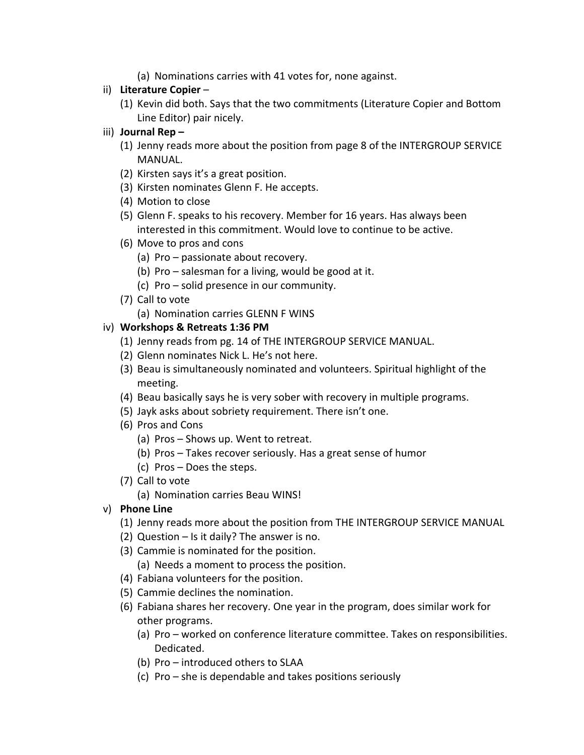(a) Nominations carries with 41 votes for, none against.

ii) **Literature Copier** –

(1) Kevin did both. Says that the two commitments (Literature Copier and Bottom Line Editor) pair nicely.

iii) **Journal Rep –**

(1) Jenny reads more about the position from page 8 of the INTERGROUP SERVICE MANUAL.

(2) Kirsten says it's a great position.

(3) Kirsten nominates Glenn F. He accepts.

(4) Motion to close

(5) Glenn F. speaks to his recovery. Member for 16 years. Has always been interested in this commitment. Would love to continue to be active.

(6) Move to pros and cons

(a) Pro – passionate about recovery.

(b) Pro – salesman for a living, would be good at it.

(c) Pro – solid presence in our community.

(7) Call to vote

(a) Nomination carries GLENN F WINS

iv) **Workshops & Retreats 1:36 PM**

(1) Jenny reads from pg. 14 of THE INTERGROUP SERVICE MANUAL.

(2) Glenn nominates Nick L. He's not here.

(3) Beau is simultaneously nominated and volunteers. Spiritual highlight of the meeting.

(4) Beau basically says he is very sober with recovery in multiple programs.

(5) Jayk asks about sobriety requirement. There isn't one.

(6) Pros and Cons

(a) Pros – Shows up. Went to retreat.

(b) Pros – Takes recover seriously. Has a great sense of humor

(c) Pros – Does the steps.

(7) Call to vote

(a) Nomination carries Beau WINS!

v) **Phone Line**

(1) Jenny reads more about the position from THE INTERGROUP SERVICE MANUAL

(2) Question – Is it daily? The answer is no.

(3) Cammie is nominated for the position.

(a) Needs a moment to process the position.

(4) Fabiana volunteers for the position.

(5) Cammie declines the nomination.

(6) Fabiana shares her recovery. One year in the program, does similar work for other programs.

(a) Pro – worked on conference literature committee. Takes on responsibilities. Dedicated.

(b) Pro – introduced others to SLAA

(c) Pro – she is dependable and takes positions seriously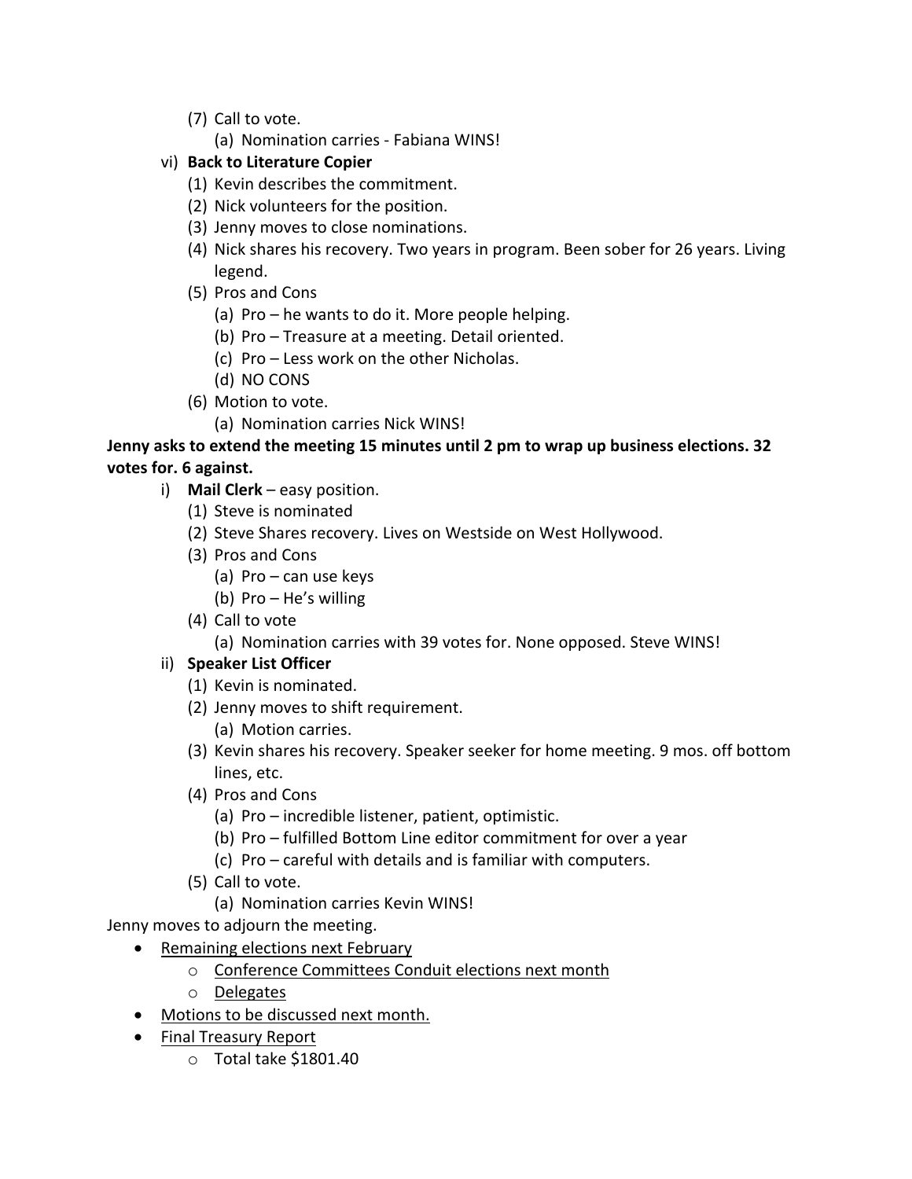- (7) Call to vote.
     - (a) Nomination carries - Fabiana WINS!
- vi) **Back to Literature Copier**
   - (1) Kevin describes the commitment.
   - (2) Nick volunteers for the position.
   - (3) Jenny moves to close nominations.
   - (4) Nick shares his recovery. Two years in program. Been sober for 26 years. Living legend.
   - (5) Pros and Cons
     - (a) Pro – he wants to do it. More people helping.
     - (b) Pro – Treasure at a meeting. Detail oriented.
     - (c) Pro – Less work on the other Nicholas.
     - (d) NO CONS
   - (6) Motion to vote.
     - (a) Nomination carries Nick WINS!

**Jenny asks to extend the meeting 15 minutes until 2 pm to wrap up business elections. 32 votes for. 6 against.**

- i) **Mail Clerk** – easy position.
   - (1) Steve is nominated
   - (2) Steve Shares recovery. Lives on Westside on West Hollywood.
   - (3) Pros and Cons
     - (a) Pro – can use keys
     - (b) Pro – He's willing
   - (4) Call to vote
     - (a) Nomination carries with 39 votes for. None opposed. Steve WINS!
- ii) **Speaker List Officer**
   - (1) Kevin is nominated.
   - (2) Jenny moves to shift requirement.
     - (a) Motion carries.
   - (3) Kevin shares his recovery. Speaker seeker for home meeting. 9 mos. off bottom lines, etc.
   - (4) Pros and Cons
     - (a) Pro – incredible listener, patient, optimistic.
     - (b) Pro – fulfilled Bottom Line editor commitment for over a year
     - (c) Pro – careful with details and is familiar with computers.
   - (5) Call to vote.
     - (a) Nomination carries Kevin WINS!

Jenny moves to adjourn the meeting.

- <u>Remaining elections next February</u>
  - <u>Conference Committees Conduit elections next month</u>
  - <u>Delegates</u>
- <u>Motions to be discussed next month.</u>
- <u>Final Treasury Report</u>
  - Total take $1801.40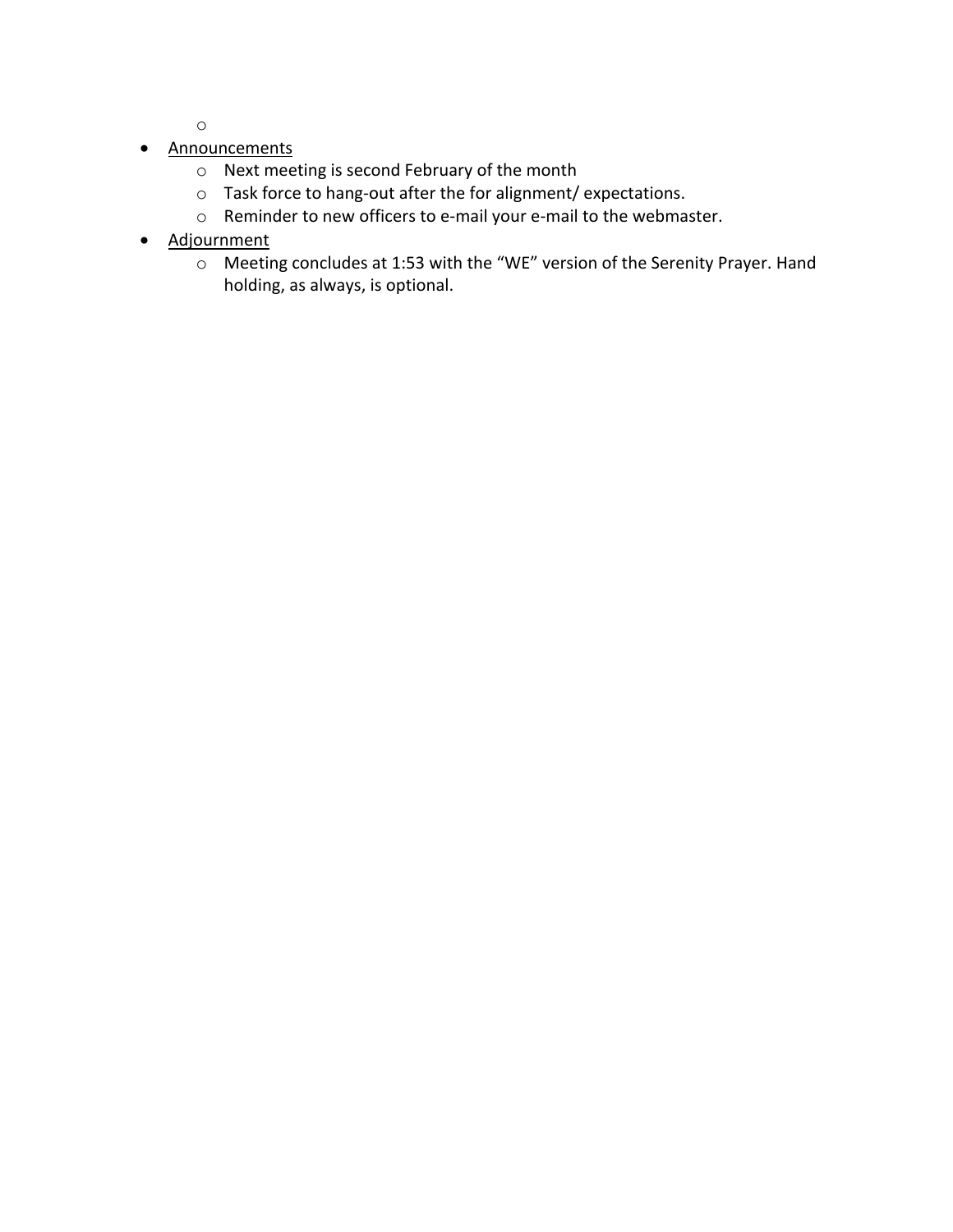- Announcements
    - Next meeting is second February of the month
    - Task force to hang-out after the for alignment/ expectations.
    - Reminder to new officers to e-mail your e-mail to the webmaster.
- Adjournment
    - Meeting concludes at 1:53 with the "WE" version of the Serenity Prayer. Hand holding, as always, is optional.